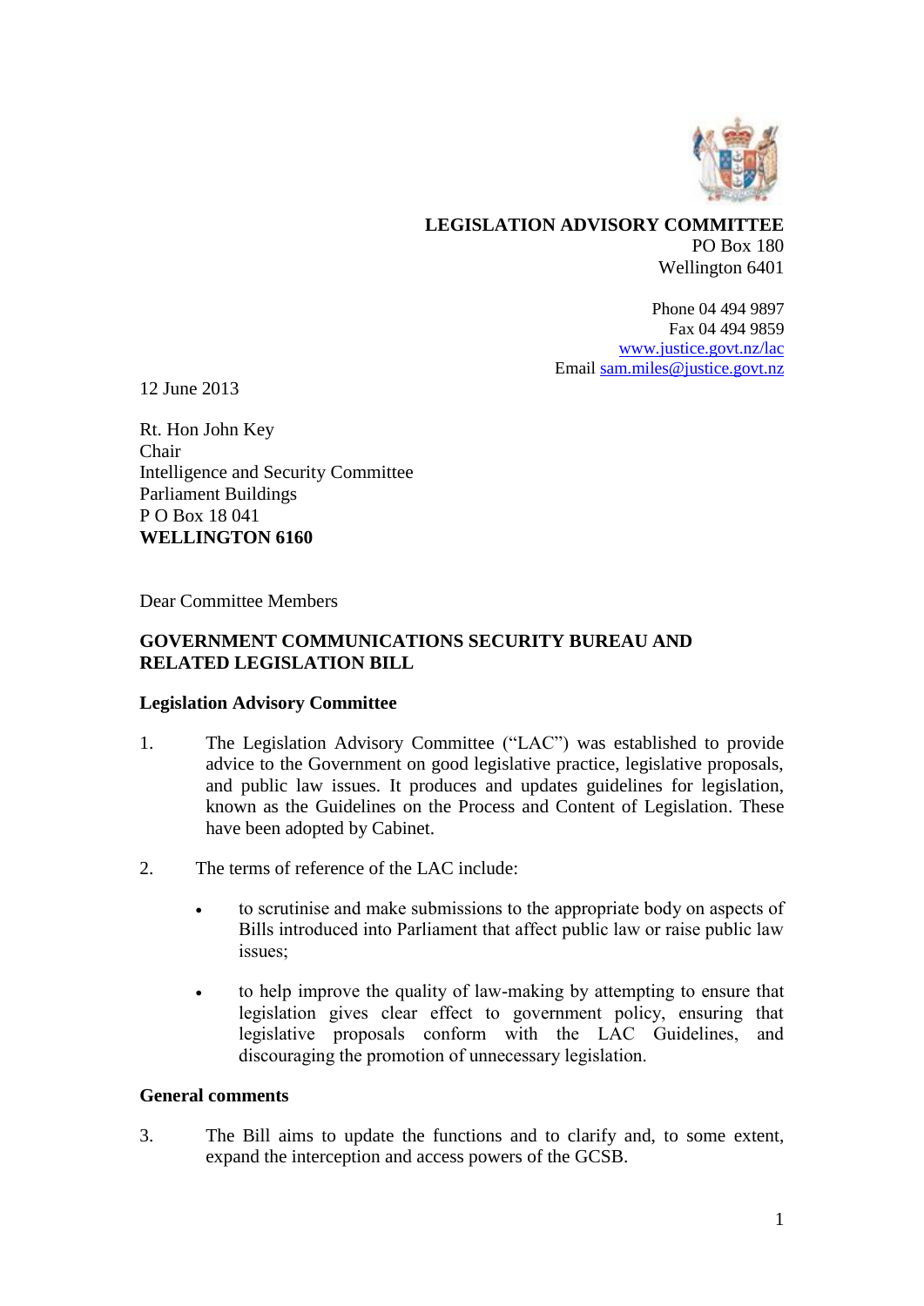**LEGISLATION ADVISORY COMMITTEE**
PO Box 180
Wellington 6401

Phone 04 494 9897
Fax 04 494 9859
www.justice.govt.nz/lac
Email sam.miles@justice.govt.nz

12 June 2013

Rt. Hon John Key
Chair
Intelligence and Security Committee
Parliament Buildings
P O Box 18 041
**WELLINGTON 6160**

Dear Committee Members

**GOVERNMENT COMMUNICATIONS SECURITY BUREAU AND RELATED LEGISLATION BILL**

**Legislation Advisory Committee**

1. The Legislation Advisory Committee ("LAC") was established to provide advice to the Government on good legislative practice, legislative proposals, and public law issues. It produces and updates guidelines for legislation, known as the Guidelines on the Process and Content of Legislation. These have been adopted by Cabinet.

2. The terms of reference of the LAC include:

   - to scrutinise and make submissions to the appropriate body on aspects of Bills introduced into Parliament that affect public law or raise public law issues;

   - to help improve the quality of law-making by attempting to ensure that legislation gives clear effect to government policy, ensuring that legislative proposals conform with the LAC Guidelines, and discouraging the promotion of unnecessary legislation.

**General comments**

3. The Bill aims to update the functions and to clarify and, to some extent, expand the interception and access powers of the GCSB.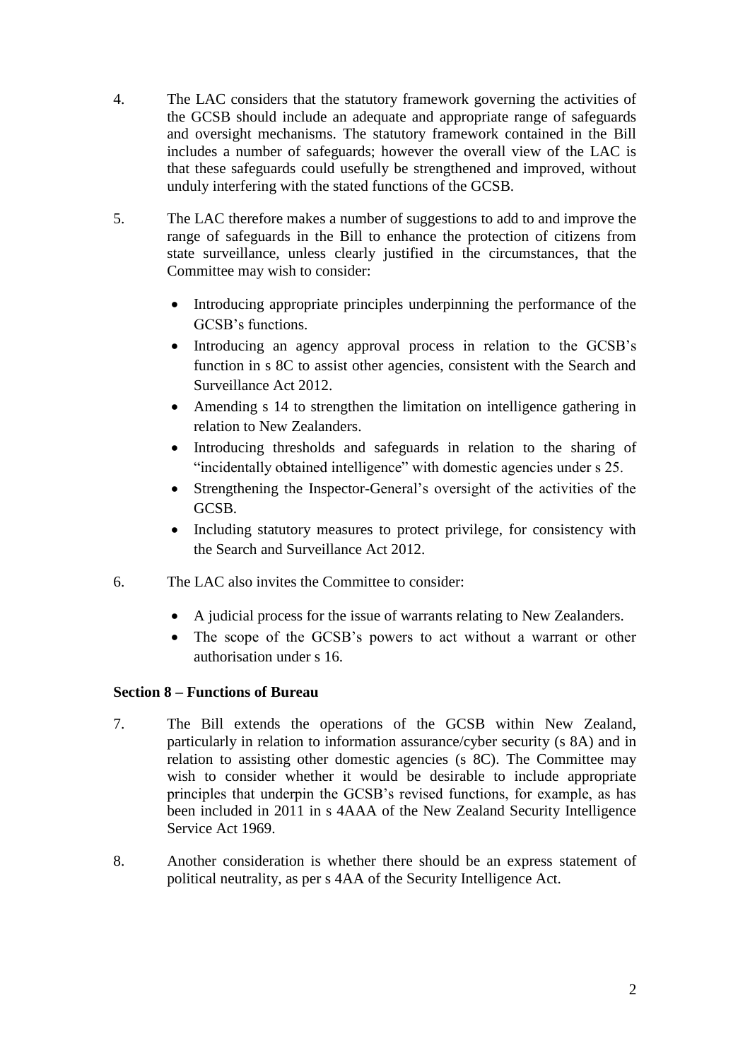4. The LAC considers that the statutory framework governing the activities of the GCSB should include an adequate and appropriate range of safeguards and oversight mechanisms. The statutory framework contained in the Bill includes a number of safeguards; however the overall view of the LAC is that these safeguards could usefully be strengthened and improved, without unduly interfering with the stated functions of the GCSB.

5. The LAC therefore makes a number of suggestions to add to and improve the range of safeguards in the Bill to enhance the protection of citizens from state surveillance, unless clearly justified in the circumstances, that the Committee may wish to consider:

   - Introducing appropriate principles underpinning the performance of the GCSB's functions.
   - Introducing an agency approval process in relation to the GCSB's function in s 8C to assist other agencies, consistent with the Search and Surveillance Act 2012.
   - Amending s 14 to strengthen the limitation on intelligence gathering in relation to New Zealanders.
   - Introducing thresholds and safeguards in relation to the sharing of "incidentally obtained intelligence" with domestic agencies under s 25.
   - Strengthening the Inspector-General's oversight of the activities of the GCSB.
   - Including statutory measures to protect privilege, for consistency with the Search and Surveillance Act 2012.

6. The LAC also invites the Committee to consider:

   - A judicial process for the issue of warrants relating to New Zealanders.
   - The scope of the GCSB's powers to act without a warrant or other authorisation under s 16.

**Section 8 – Functions of Bureau**

7. The Bill extends the operations of the GCSB within New Zealand, particularly in relation to information assurance/cyber security (s 8A) and in relation to assisting other domestic agencies (s 8C). The Committee may wish to consider whether it would be desirable to include appropriate principles that underpin the GCSB's revised functions, for example, as has been included in 2011 in s 4AAA of the New Zealand Security Intelligence Service Act 1969.

8. Another consideration is whether there should be an express statement of political neutrality, as per s 4AA of the Security Intelligence Act.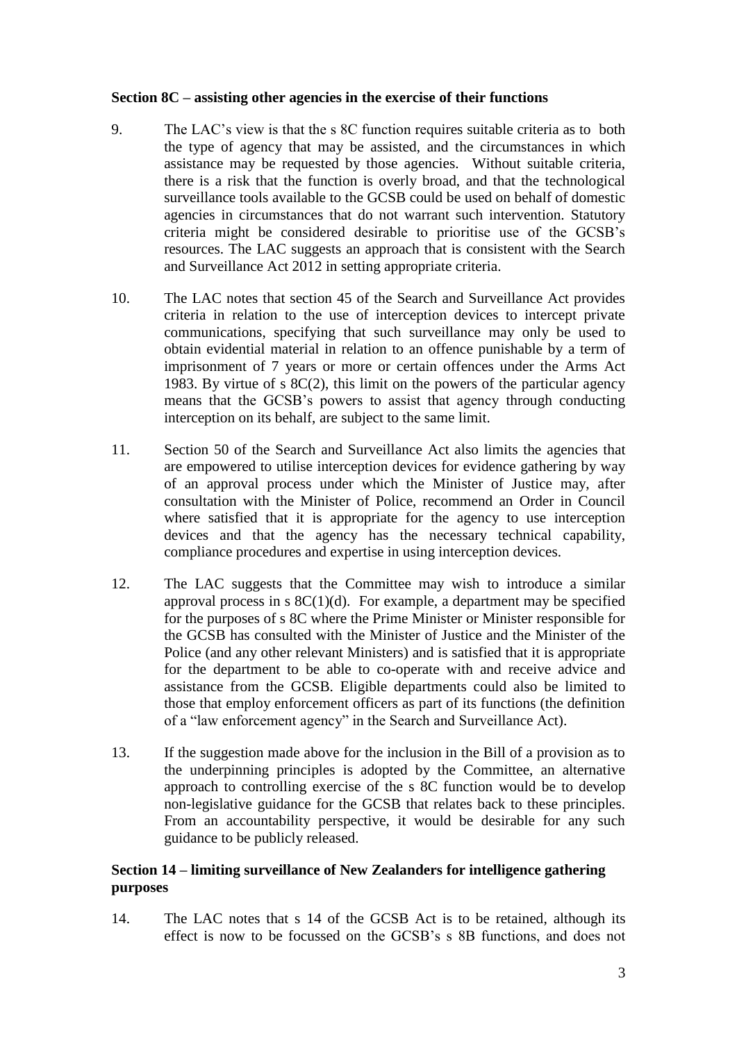**Section 8C – assisting other agencies in the exercise of their functions**

9. The LAC's view is that the s 8C function requires suitable criteria as to both the type of agency that may be assisted, and the circumstances in which assistance may be requested by those agencies. Without suitable criteria, there is a risk that the function is overly broad, and that the technological surveillance tools available to the GCSB could be used on behalf of domestic agencies in circumstances that do not warrant such intervention. Statutory criteria might be considered desirable to prioritise use of the GCSB's resources. The LAC suggests an approach that is consistent with the Search and Surveillance Act 2012 in setting appropriate criteria.

10. The LAC notes that section 45 of the Search and Surveillance Act provides criteria in relation to the use of interception devices to intercept private communications, specifying that such surveillance may only be used to obtain evidential material in relation to an offence punishable by a term of imprisonment of 7 years or more or certain offences under the Arms Act 1983. By virtue of s 8C(2), this limit on the powers of the particular agency means that the GCSB's powers to assist that agency through conducting interception on its behalf, are subject to the same limit.

11. Section 50 of the Search and Surveillance Act also limits the agencies that are empowered to utilise interception devices for evidence gathering by way of an approval process under which the Minister of Justice may, after consultation with the Minister of Police, recommend an Order in Council where satisfied that it is appropriate for the agency to use interception devices and that the agency has the necessary technical capability, compliance procedures and expertise in using interception devices.

12. The LAC suggests that the Committee may wish to introduce a similar approval process in s 8C(1)(d). For example, a department may be specified for the purposes of s 8C where the Prime Minister or Minister responsible for the GCSB has consulted with the Minister of Justice and the Minister of the Police (and any other relevant Ministers) and is satisfied that it is appropriate for the department to be able to co-operate with and receive advice and assistance from the GCSB. Eligible departments could also be limited to those that employ enforcement officers as part of its functions (the definition of a "law enforcement agency" in the Search and Surveillance Act).

13. If the suggestion made above for the inclusion in the Bill of a provision as to the underpinning principles is adopted by the Committee, an alternative approach to controlling exercise of the s 8C function would be to develop non-legislative guidance for the GCSB that relates back to these principles. From an accountability perspective, it would be desirable for any such guidance to be publicly released.

**Section 14 – limiting surveillance of New Zealanders for intelligence gathering purposes**

14. The LAC notes that s 14 of the GCSB Act is to be retained, although its effect is now to be focussed on the GCSB's s 8B functions, and does not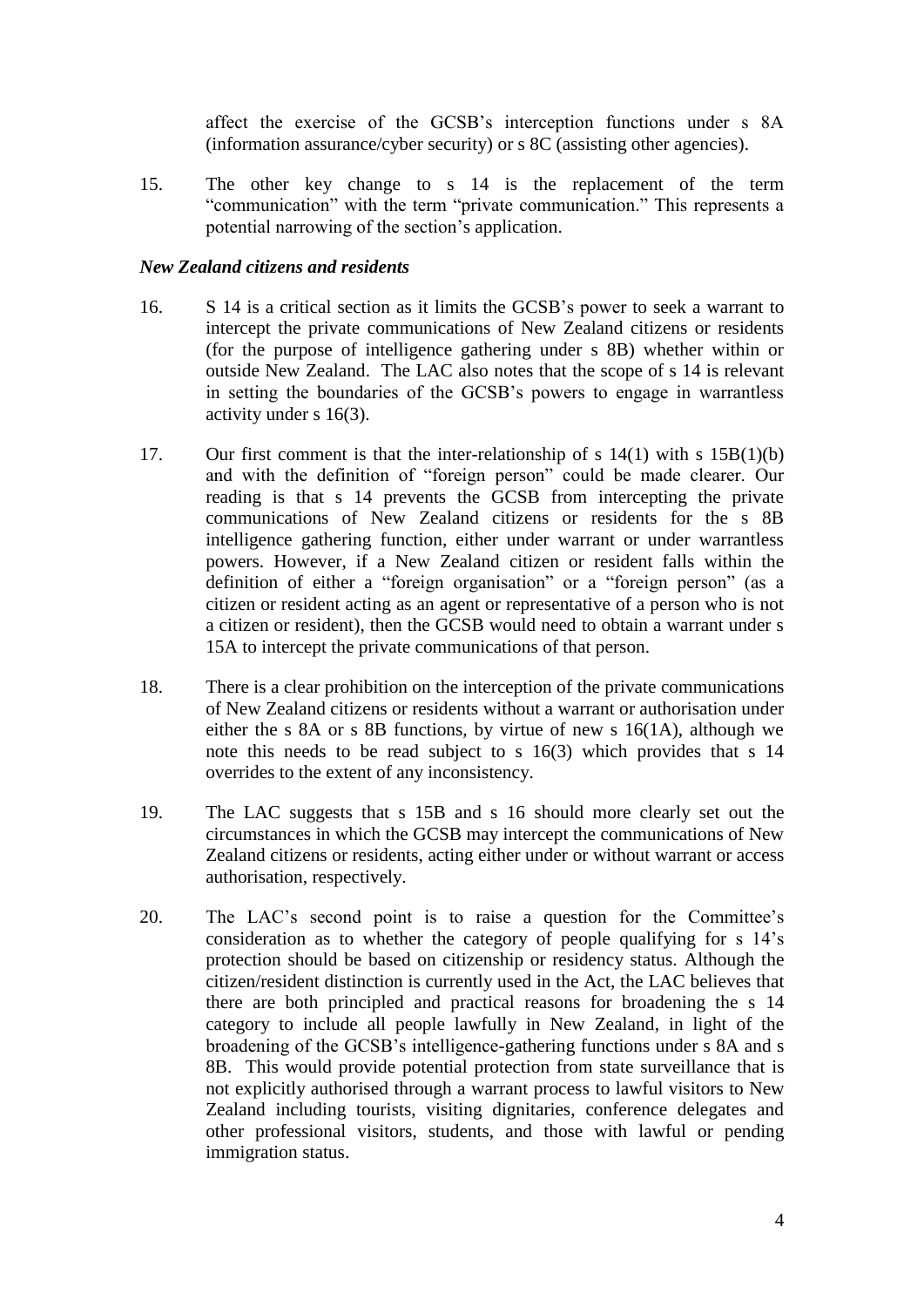affect the exercise of the GCSB's interception functions under s 8A (information assurance/cyber security) or s 8C (assisting other agencies).

15. The other key change to s 14 is the replacement of the term "communication" with the term "private communication." This represents a potential narrowing of the section's application.

### *New Zealand citizens and residents*

16. S 14 is a critical section as it limits the GCSB's power to seek a warrant to intercept the private communications of New Zealand citizens or residents (for the purpose of intelligence gathering under s 8B) whether within or outside New Zealand. The LAC also notes that the scope of s 14 is relevant in setting the boundaries of the GCSB's powers to engage in warrantless activity under s 16(3).

17. Our first comment is that the inter-relationship of s 14(1) with s 15B(1)(b) and with the definition of "foreign person" could be made clearer. Our reading is that s 14 prevents the GCSB from intercepting the private communications of New Zealand citizens or residents for the s 8B intelligence gathering function, either under warrant or under warrantless powers. However, if a New Zealand citizen or resident falls within the definition of either a "foreign organisation" or a "foreign person" (as a citizen or resident acting as an agent or representative of a person who is not a citizen or resident), then the GCSB would need to obtain a warrant under s 15A to intercept the private communications of that person.

18. There is a clear prohibition on the interception of the private communications of New Zealand citizens or residents without a warrant or authorisation under either the s 8A or s 8B functions, by virtue of new s 16(1A), although we note this needs to be read subject to s 16(3) which provides that s 14 overrides to the extent of any inconsistency.

19. The LAC suggests that s 15B and s 16 should more clearly set out the circumstances in which the GCSB may intercept the communications of New Zealand citizens or residents, acting either under or without warrant or access authorisation, respectively.

20. The LAC's second point is to raise a question for the Committee's consideration as to whether the category of people qualifying for s 14's protection should be based on citizenship or residency status. Although the citizen/resident distinction is currently used in the Act, the LAC believes that there are both principled and practical reasons for broadening the s 14 category to include all people lawfully in New Zealand, in light of the broadening of the GCSB's intelligence-gathering functions under s 8A and s 8B. This would provide potential protection from state surveillance that is not explicitly authorised through a warrant process to lawful visitors to New Zealand including tourists, visiting dignitaries, conference delegates and other professional visitors, students, and those with lawful or pending immigration status.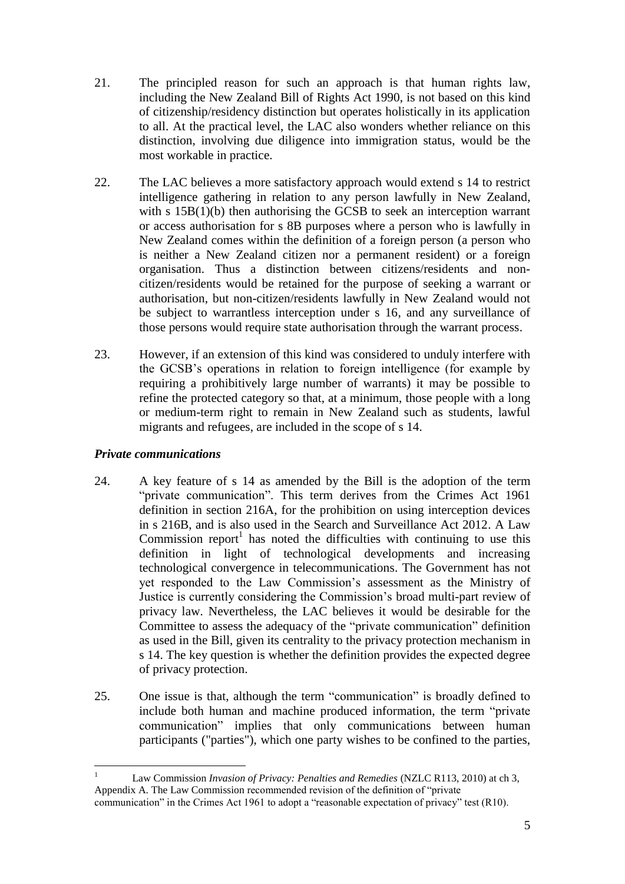21. The principled reason for such an approach is that human rights law, including the New Zealand Bill of Rights Act 1990, is not based on this kind of citizenship/residency distinction but operates holistically in its application to all. At the practical level, the LAC also wonders whether reliance on this distinction, involving due diligence into immigration status, would be the most workable in practice.

22. The LAC believes a more satisfactory approach would extend s 14 to restrict intelligence gathering in relation to any person lawfully in New Zealand, with s 15B(1)(b) then authorising the GCSB to seek an interception warrant or access authorisation for s 8B purposes where a person who is lawfully in New Zealand comes within the definition of a foreign person (a person who is neither a New Zealand citizen nor a permanent resident) or a foreign organisation. Thus a distinction between citizens/residents and non-citizen/residents would be retained for the purpose of seeking a warrant or authorisation, but non-citizen/residents lawfully in New Zealand would not be subject to warrantless interception under s 16, and any surveillance of those persons would require state authorisation through the warrant process.

23. However, if an extension of this kind was considered to unduly interfere with the GCSB's operations in relation to foreign intelligence (for example by requiring a prohibitively large number of warrants) it may be possible to refine the protected category so that, at a minimum, those people with a long or medium-term right to remain in New Zealand such as students, lawful migrants and refugees, are included in the scope of s 14.

### *Private communications*

24. A key feature of s 14 as amended by the Bill is the adoption of the term "private communication". This term derives from the Crimes Act 1961 definition in section 216A, for the prohibition on using interception devices in s 216B, and is also used in the Search and Surveillance Act 2012. A Law Commission report[1] has noted the difficulties with continuing to use this definition in light of technological developments and increasing technological convergence in telecommunications. The Government has not yet responded to the Law Commission's assessment as the Ministry of Justice is currently considering the Commission's broad multi-part review of privacy law. Nevertheless, the LAC believes it would be desirable for the Committee to assess the adequacy of the "private communication" definition as used in the Bill, given its centrality to the privacy protection mechanism in s 14. The key question is whether the definition provides the expected degree of privacy protection.

25. One issue is that, although the term "communication" is broadly defined to include both human and machine produced information, the term "private communication" implies that only communications between human participants ("parties"), which one party wishes to be confined to the parties,

---

[1] Law Commission *Invasion of Privacy: Penalties and Remedies* (NZLC R113, 2010) at ch 3, Appendix A. The Law Commission recommended revision of the definition of "private communication" in the Crimes Act 1961 to adopt a "reasonable expectation of privacy" test (R10).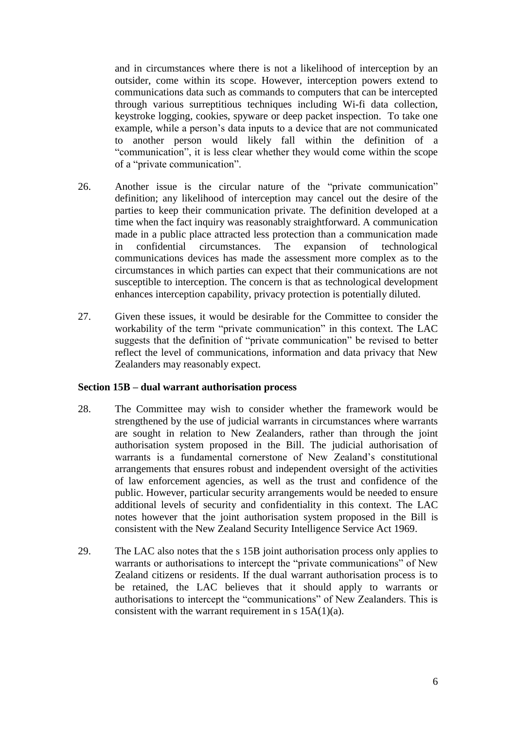and in circumstances where there is not a likelihood of interception by an outsider, come within its scope. However, interception powers extend to communications data such as commands to computers that can be intercepted through various surreptitious techniques including Wi-fi data collection, keystroke logging, cookies, spyware or deep packet inspection. To take one example, while a person's data inputs to a device that are not communicated to another person would likely fall within the definition of a "communication", it is less clear whether they would come within the scope of a "private communication".

26. Another issue is the circular nature of the "private communication" definition; any likelihood of interception may cancel out the desire of the parties to keep their communication private. The definition developed at a time when the fact inquiry was reasonably straightforward. A communication made in a public place attracted less protection than a communication made in confidential circumstances. The expansion of technological communications devices has made the assessment more complex as to the circumstances in which parties can expect that their communications are not susceptible to interception. The concern is that as technological development enhances interception capability, privacy protection is potentially diluted.

27. Given these issues, it would be desirable for the Committee to consider the workability of the term "private communication" in this context. The LAC suggests that the definition of "private communication" be revised to better reflect the level of communications, information and data privacy that New Zealanders may reasonably expect.

**Section 15B – dual warrant authorisation process**

28. The Committee may wish to consider whether the framework would be strengthened by the use of judicial warrants in circumstances where warrants are sought in relation to New Zealanders, rather than through the joint authorisation system proposed in the Bill. The judicial authorisation of warrants is a fundamental cornerstone of New Zealand's constitutional arrangements that ensures robust and independent oversight of the activities of law enforcement agencies, as well as the trust and confidence of the public. However, particular security arrangements would be needed to ensure additional levels of security and confidentiality in this context. The LAC notes however that the joint authorisation system proposed in the Bill is consistent with the New Zealand Security Intelligence Service Act 1969.

29. The LAC also notes that the s 15B joint authorisation process only applies to warrants or authorisations to intercept the "private communications" of New Zealand citizens or residents. If the dual warrant authorisation process is to be retained, the LAC believes that it should apply to warrants or authorisations to intercept the "communications" of New Zealanders. This is consistent with the warrant requirement in s 15A(1)(a).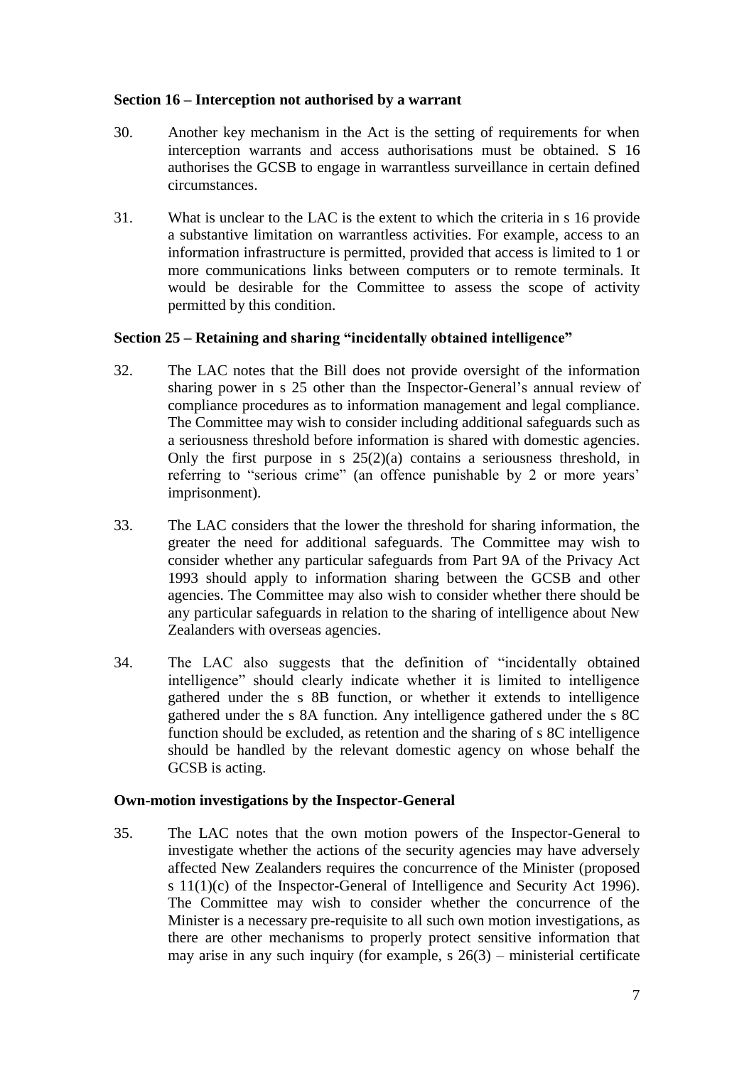**Section 16 – Interception not authorised by a warrant**

30. Another key mechanism in the Act is the setting of requirements for when interception warrants and access authorisations must be obtained. S 16 authorises the GCSB to engage in warrantless surveillance in certain defined circumstances.

31. What is unclear to the LAC is the extent to which the criteria in s 16 provide a substantive limitation on warrantless activities. For example, access to an information infrastructure is permitted, provided that access is limited to 1 or more communications links between computers or to remote terminals. It would be desirable for the Committee to assess the scope of activity permitted by this condition.

**Section 25 – Retaining and sharing "incidentally obtained intelligence"**

32. The LAC notes that the Bill does not provide oversight of the information sharing power in s 25 other than the Inspector-General's annual review of compliance procedures as to information management and legal compliance. The Committee may wish to consider including additional safeguards such as a seriousness threshold before information is shared with domestic agencies. Only the first purpose in s 25(2)(a) contains a seriousness threshold, in referring to "serious crime" (an offence punishable by 2 or more years' imprisonment).

33. The LAC considers that the lower the threshold for sharing information, the greater the need for additional safeguards. The Committee may wish to consider whether any particular safeguards from Part 9A of the Privacy Act 1993 should apply to information sharing between the GCSB and other agencies. The Committee may also wish to consider whether there should be any particular safeguards in relation to the sharing of intelligence about New Zealanders with overseas agencies.

34. The LAC also suggests that the definition of "incidentally obtained intelligence" should clearly indicate whether it is limited to intelligence gathered under the s 8B function, or whether it extends to intelligence gathered under the s 8A function. Any intelligence gathered under the s 8C function should be excluded, as retention and the sharing of s 8C intelligence should be handled by the relevant domestic agency on whose behalf the GCSB is acting.

**Own-motion investigations by the Inspector-General**

35. The LAC notes that the own motion powers of the Inspector-General to investigate whether the actions of the security agencies may have adversely affected New Zealanders requires the concurrence of the Minister (proposed s 11(1)(c) of the Inspector-General of Intelligence and Security Act 1996). The Committee may wish to consider whether the concurrence of the Minister is a necessary pre-requisite to all such own motion investigations, as there are other mechanisms to properly protect sensitive information that may arise in any such inquiry (for example, s 26(3) – ministerial certificate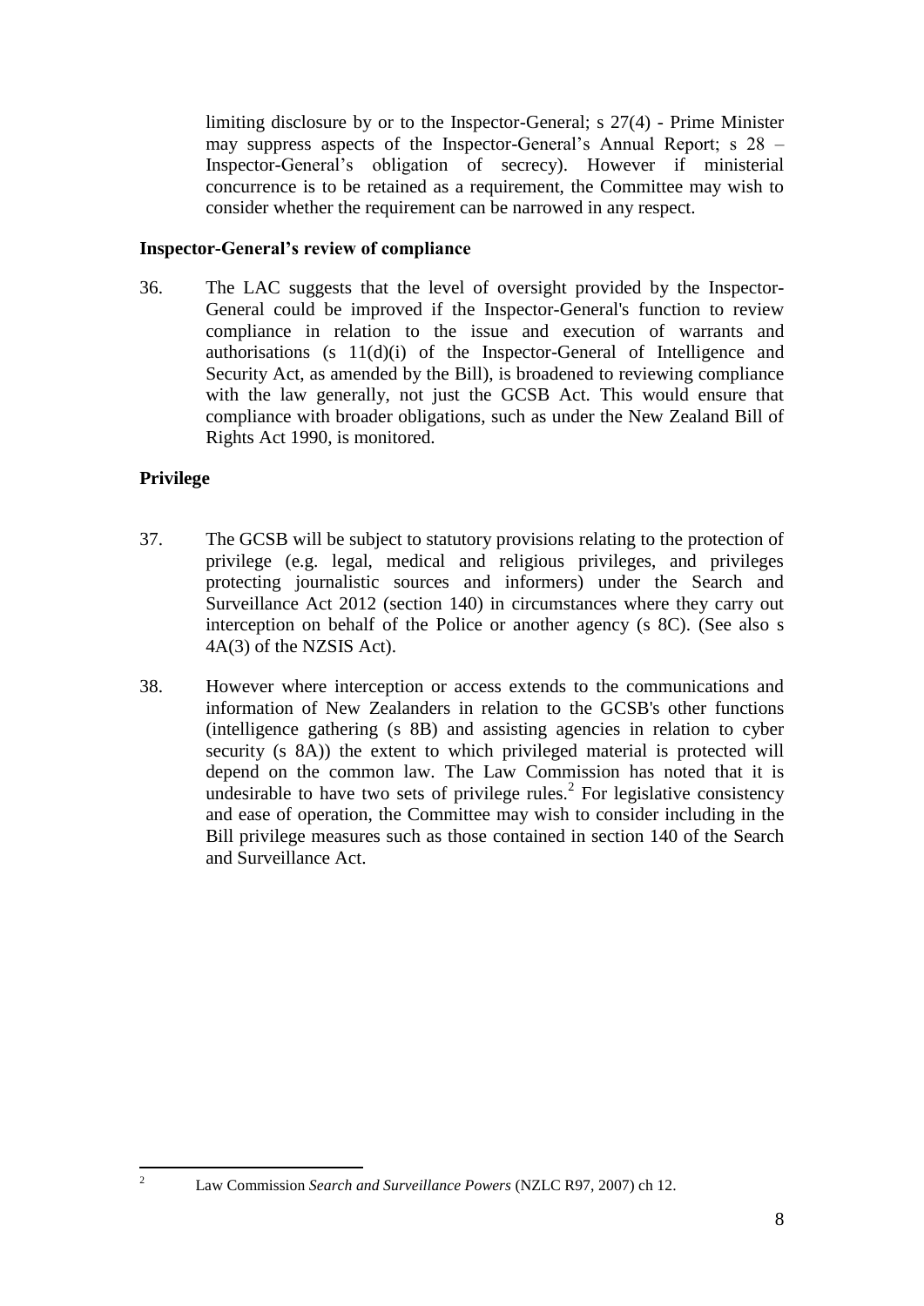limiting disclosure by or to the Inspector-General; s 27(4) - Prime Minister may suppress aspects of the Inspector-General's Annual Report; s 28 – Inspector-General's obligation of secrecy). However if ministerial concurrence is to be retained as a requirement, the Committee may wish to consider whether the requirement can be narrowed in any respect.

### Inspector-General's review of compliance

36. The LAC suggests that the level of oversight provided by the Inspector-General could be improved if the Inspector-General's function to review compliance in relation to the issue and execution of warrants and authorisations (s 11(d)(i) of the Inspector-General of Intelligence and Security Act, as amended by the Bill), is broadened to reviewing compliance with the law generally, not just the GCSB Act. This would ensure that compliance with broader obligations, such as under the New Zealand Bill of Rights Act 1990, is monitored.

### Privilege

37. The GCSB will be subject to statutory provisions relating to the protection of privilege (e.g. legal, medical and religious privileges, and privileges protecting journalistic sources and informers) under the Search and Surveillance Act 2012 (section 140) in circumstances where they carry out interception on behalf of the Police or another agency (s 8C). (See also s 4A(3) of the NZSIS Act).

38. However where interception or access extends to the communications and information of New Zealanders in relation to the GCSB's other functions (intelligence gathering (s 8B) and assisting agencies in relation to cyber security (s 8A)) the extent to which privileged material is protected will depend on the common law. The Law Commission has noted that it is undesirable to have two sets of privilege rules.[2] For legislative consistency and ease of operation, the Committee may wish to consider including in the Bill privilege measures such as those contained in section 140 of the Search and Surveillance Act.

---

[2] Law Commission *Search and Surveillance Powers* (NZLC R97, 2007) ch 12.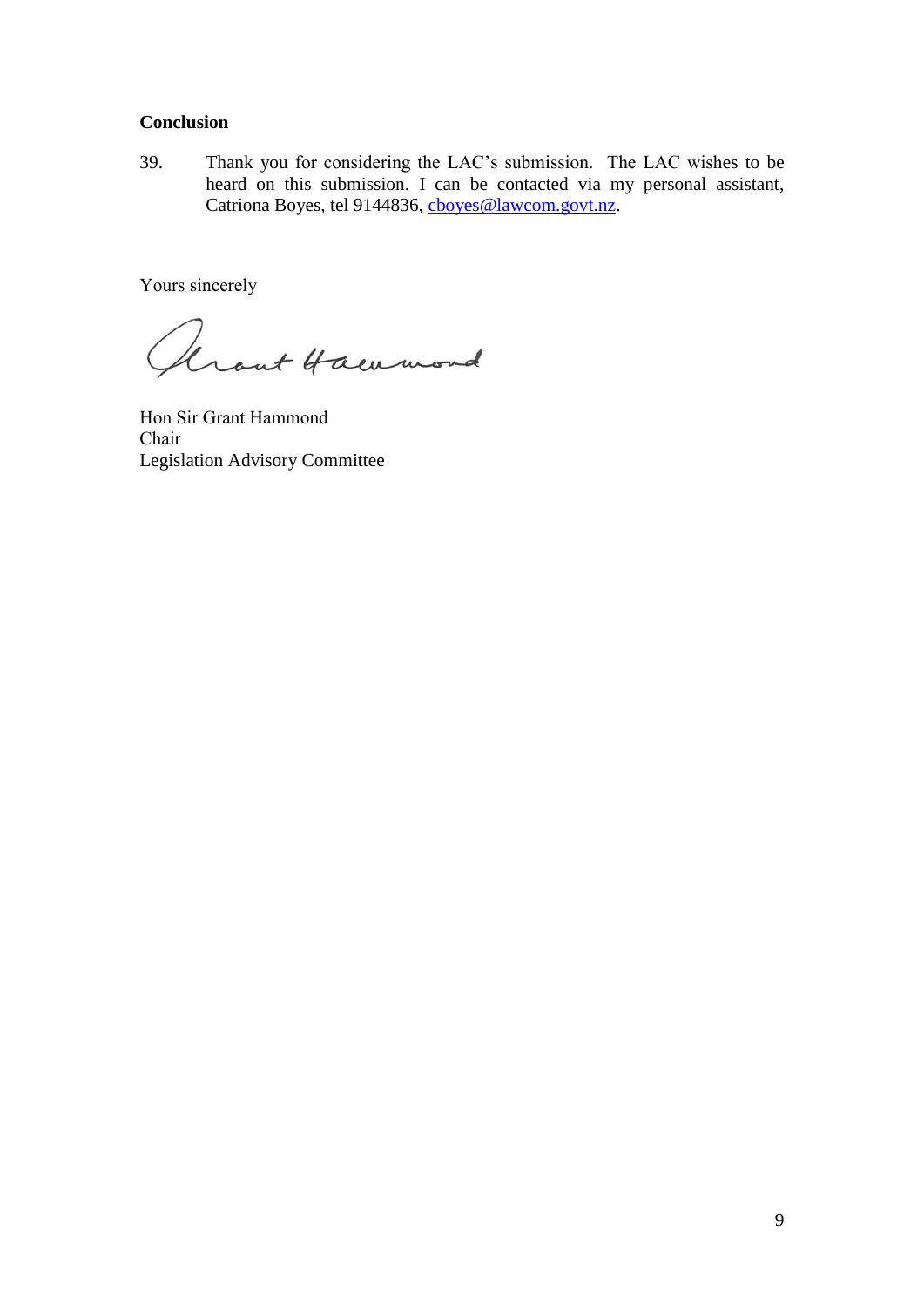## Conclusion

39. Thank you for considering the LAC's submission. The LAC wishes to be heard on this submission. I can be contacted via my personal assistant, Catriona Boyes, tel 9144836, cboyes@lawcom.govt.nz.

Yours sincerely

Hon Sir Grant Hammond
Chair
Legislation Advisory Committee